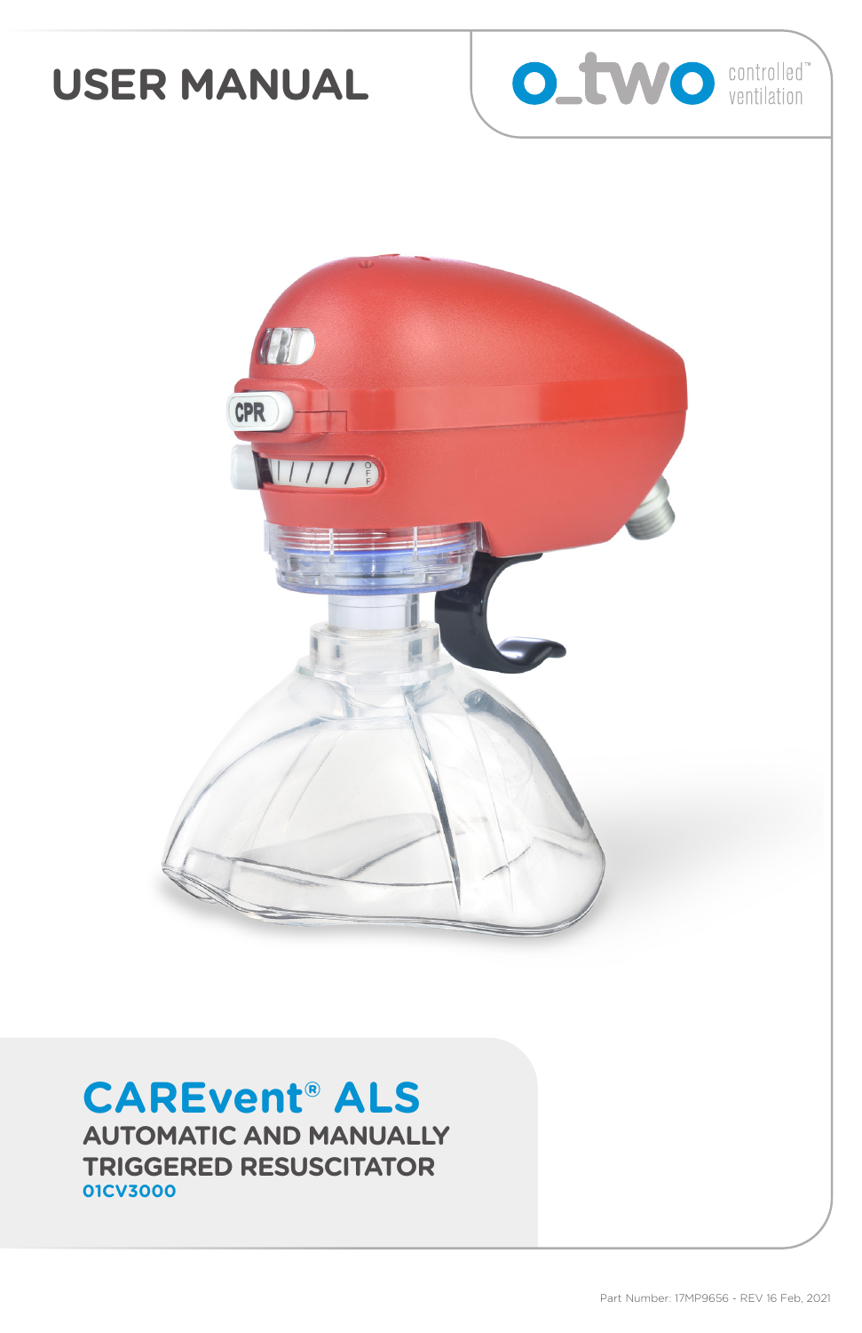# USER MANUAL

o_two controlled™ ventilation

## CAREvent® ALS

**AUTOMATIC AND MANUALLY TRIGGERED RESUSCITATOR**

**01CV3000**

Part Number: 17MP9656 - REV 16 Feb, 2021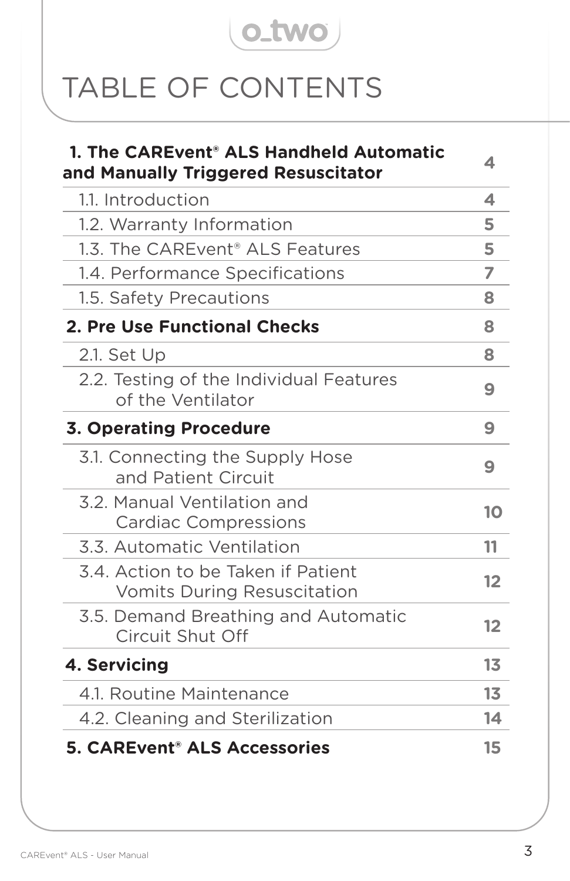# TABLE OF CONTENTS

| | |
|---|---|
| **1. The CAREvent® ALS Handheld Automatic and Manually Triggered Resuscitator** | **4** |
| 1.1. Introduction | **4** |
| 1.2. Warranty Information | **5** |
| 1.3. The CAREvent® ALS Features | **5** |
| 1.4. Performance Specifications | **7** |
| 1.5. Safety Precautions | **8** |
| **2. Pre Use Functional Checks** | **8** |
| 2.1. Set Up | **8** |
| 2.2. Testing of the Individual Features of the Ventilator | **9** |
| **3. Operating Procedure** | **9** |
| 3.1. Connecting the Supply Hose and Patient Circuit | **9** |
| 3.2. Manual Ventilation and Cardiac Compressions | **10** |
| 3.3. Automatic Ventilation | **11** |
| 3.4. Action to be Taken if Patient Vomits During Resuscitation | **12** |
| 3.5. Demand Breathing and Automatic Circuit Shut Off | **12** |
| **4. Servicing** | **13** |
| 4.1. Routine Maintenance | **13** |
| 4.2. Cleaning and Sterilization | **14** |
| **5. CAREvent® ALS Accessories** | **15** |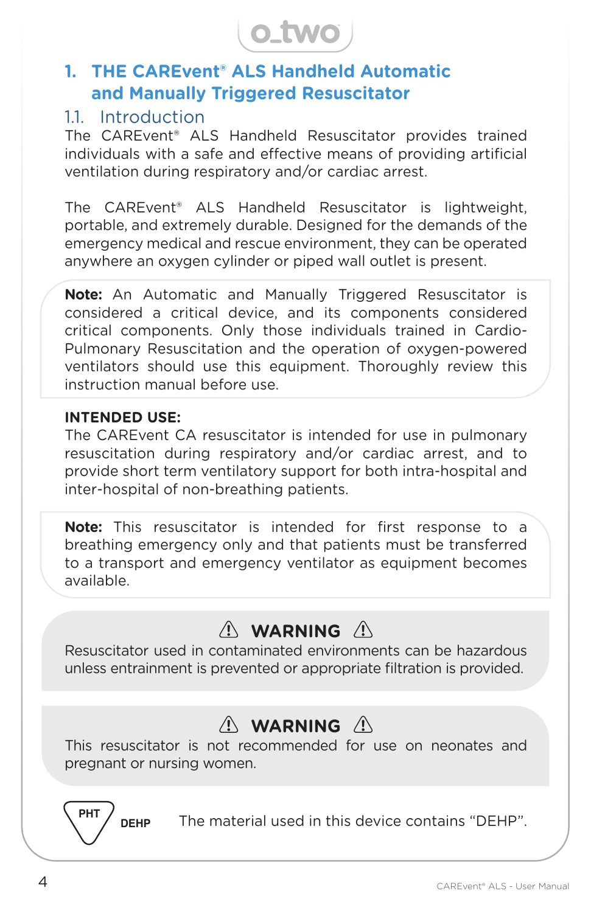# 1. THE CAREvent® ALS Handheld Automatic and Manually Triggered Resuscitator

## 1.1. Introduction

The CAREvent® ALS Handheld Resuscitator provides trained individuals with a safe and effective means of providing artificial ventilation during respiratory and/or cardiac arrest.

The CAREvent® ALS Handheld Resuscitator is lightweight, portable, and extremely durable. Designed for the demands of the emergency medical and rescue environment, they can be operated anywhere an oxygen cylinder or piped wall outlet is present.

**Note:** An Automatic and Manually Triggered Resuscitator is considered a critical device, and its components considered critical components. Only those individuals trained in Cardio-Pulmonary Resuscitation and the operation of oxygen-powered ventilators should use this equipment. Thoroughly review this instruction manual before use.

**INTENDED USE:**
The CAREvent CA resuscitator is intended for use in pulmonary resuscitation during respiratory and/or cardiac arrest, and to provide short term ventilatory support for both intra-hospital and inter-hospital of non-breathing patients.

**Note:** This resuscitator is intended for first response to a breathing emergency only and that patients must be transferred to a transport and emergency ventilator as equipment becomes available.

**⚠ WARNING ⚠**

Resuscitator used in contaminated environments can be hazardous unless entrainment is prevented or appropriate filtration is provided.

**⚠ WARNING ⚠**

This resuscitator is not recommended for use on neonates and pregnant or nursing women.

PHT DEHP — The material used in this device contains “DEHP”.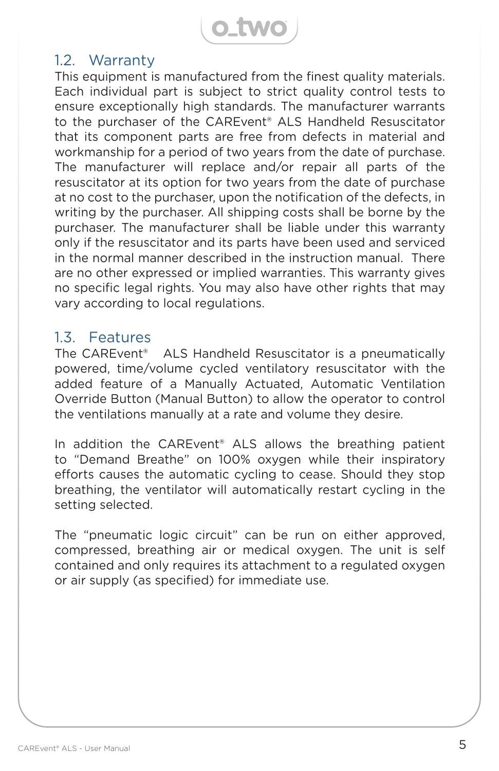## 1.2. Warranty

This equipment is manufactured from the finest quality materials. Each individual part is subject to strict quality control tests to ensure exceptionally high standards. The manufacturer warrants to the purchaser of the CAREvent® ALS Handheld Resuscitator that its component parts are free from defects in material and workmanship for a period of two years from the date of purchase. The manufacturer will replace and/or repair all parts of the resuscitator at its option for two years from the date of purchase at no cost to the purchaser, upon the notification of the defects, in writing by the purchaser. All shipping costs shall be borne by the purchaser. The manufacturer shall be liable under this warranty only if the resuscitator and its parts have been used and serviced in the normal manner described in the instruction manual. There are no other expressed or implied warranties. This warranty gives no specific legal rights. You may also have other rights that may vary according to local regulations.

## 1.3. Features

The CAREvent® ALS Handheld Resuscitator is a pneumatically powered, time/volume cycled ventilatory resuscitator with the added feature of a Manually Actuated, Automatic Ventilation Override Button (Manual Button) to allow the operator to control the ventilations manually at a rate and volume they desire.

In addition the CAREvent® ALS allows the breathing patient to "Demand Breathe" on 100% oxygen while their inspiratory efforts causes the automatic cycling to cease. Should they stop breathing, the ventilator will automatically restart cycling in the setting selected.

The "pneumatic logic circuit" can be run on either approved, compressed, breathing air or medical oxygen. The unit is self contained and only requires its attachment to a regulated oxygen or air supply (as specified) for immediate use.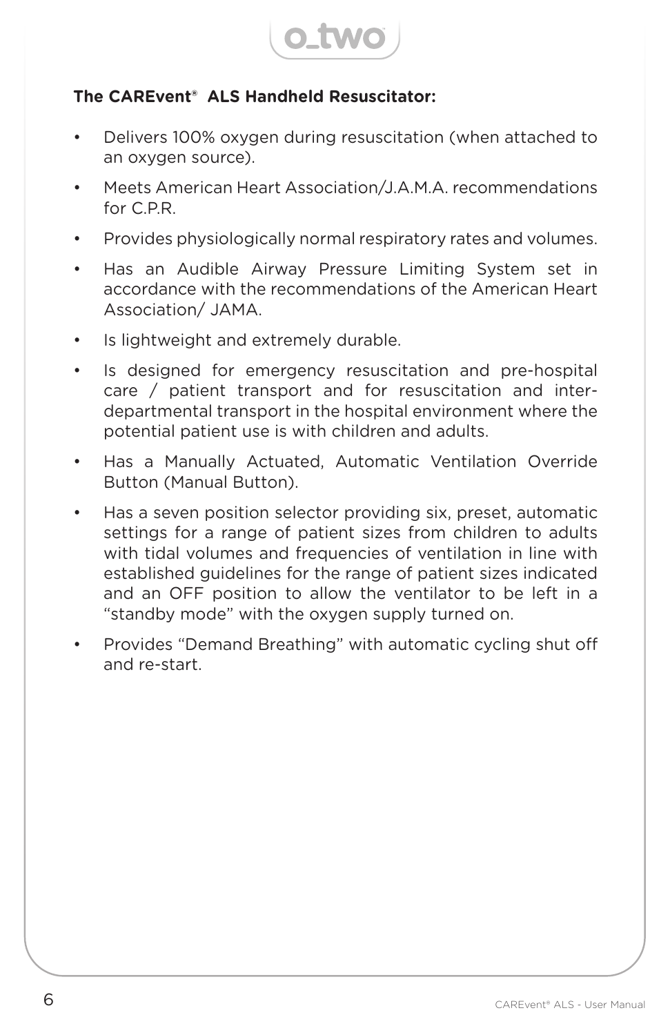**The CAREvent® ALS Handheld Resuscitator:**

- Delivers 100% oxygen during resuscitation (when attached to an oxygen source).
- Meets American Heart Association/J.A.M.A. recommendations for C.P.R.
- Provides physiologically normal respiratory rates and volumes.
- Has an Audible Airway Pressure Limiting System set in accordance with the recommendations of the American Heart Association/ JAMA.
- Is lightweight and extremely durable.
- Is designed for emergency resuscitation and pre-hospital care / patient transport and for resuscitation and inter-departmental transport in the hospital environment where the potential patient use is with children and adults.
- Has a Manually Actuated, Automatic Ventilation Override Button (Manual Button).
- Has a seven position selector providing six, preset, automatic settings for a range of patient sizes from children to adults with tidal volumes and frequencies of ventilation in line with established guidelines for the range of patient sizes indicated and an OFF position to allow the ventilator to be left in a "standby mode" with the oxygen supply turned on.
- Provides "Demand Breathing" with automatic cycling shut off and re-start.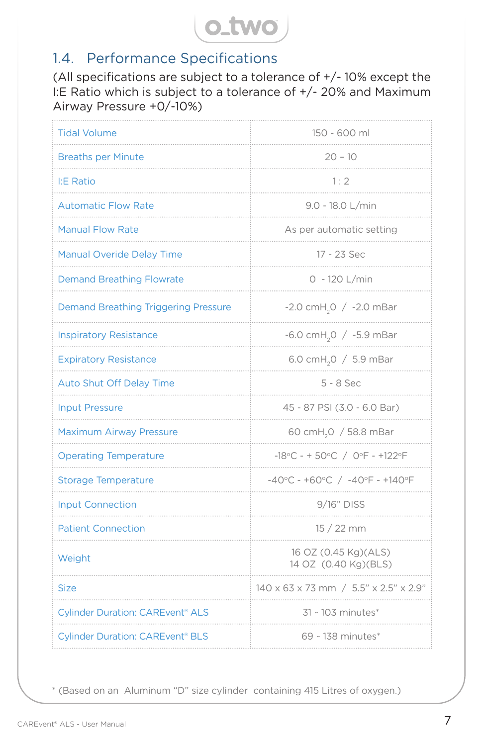## 1.4. Performance Specifications

(All specifications are subject to a tolerance of +/- 10% except the I:E Ratio which is subject to a tolerance of +/- 20% and Maximum Airway Pressure +0/-10%)

| Specification | Value |
|---|---|
| Tidal Volume | 150 - 600 ml |
| Breaths per Minute | 20 – 10 |
| I:E Ratio | 1 : 2 |
| Automatic Flow Rate | 9.0 - 18.0 L/min |
| Manual Flow Rate | As per automatic setting |
| Manual Overide Delay Time | 17 - 23 Sec |
| Demand Breathing Flowrate | 0 - 120 L/min |
| Demand Breathing Triggering Pressure | -2.0 $cmH_20$ / -2.0 mBar |
| Inspiratory Resistance | -6.0 $cmH_20$ / -5.9 mBar |
| Expiratory Resistance | 6.0 $cmH_20$ / 5.9 mBar |
| Auto Shut Off Delay Time | 5 - 8 Sec |
| Input Pressure | 45 - 87 PSI (3.0 - 6.0 Bar) |
| Maximum Airway Pressure | 60 $cmH_20$ / 58.8 mBar |
| Operating Temperature | -18°C - + 50°C / 0°F - +122°F |
| Storage Temperature | -40°C - +60°C / -40°F - +140°F |
| Input Connection | 9/16" DISS |
| Patient Connection | 15 / 22 mm |
| Weight | 16 OZ (0.45 Kg)(ALS)<br>14 OZ (0.40 Kg)(BLS) |
| Size | 140 x 63 x 73 mm / 5.5" x 2.5" x 2.9" |
| Cylinder Duration: CAREvent® ALS | 31 - 103 minutes* |
| Cylinder Duration: CAREvent® BLS | 69 - 138 minutes* |

* (Based on an Aluminum "D" size cylinder containing 415 Litres of oxygen.)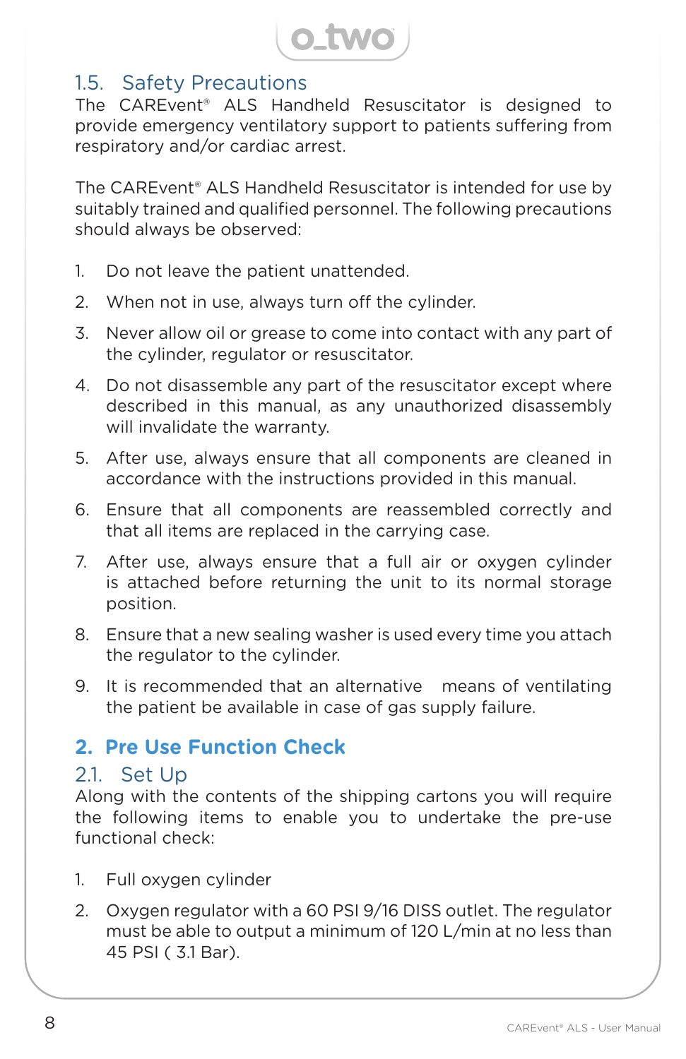## 1.5. Safety Precautions

The CAREvent® ALS Handheld Resuscitator is designed to provide emergency ventilatory support to patients suffering from respiratory and/or cardiac arrest.

The CAREvent® ALS Handheld Resuscitator is intended for use by suitably trained and qualified personnel. The following precautions should always be observed:

1. Do not leave the patient unattended.
2. When not in use, always turn off the cylinder.
3. Never allow oil or grease to come into contact with any part of the cylinder, regulator or resuscitator.
4. Do not disassemble any part of the resuscitator except where described in this manual, as any unauthorized disassembly will invalidate the warranty.
5. After use, always ensure that all components are cleaned in accordance with the instructions provided in this manual.
6. Ensure that all components are reassembled correctly and that all items are replaced in the carrying case.
7. After use, always ensure that a full air or oxygen cylinder is attached before returning the unit to its normal storage position.
8. Ensure that a new sealing washer is used every time you attach the regulator to the cylinder.
9. It is recommended that an alternative means of ventilating the patient be available in case of gas supply failure.

# 2. Pre Use Function Check

## 2.1. Set Up

Along with the contents of the shipping cartons you will require the following items to enable you to undertake the pre-use functional check:

1. Full oxygen cylinder
2. Oxygen regulator with a 60 PSI 9/16 DISS outlet. The regulator must be able to output a minimum of 120 L/min at no less than 45 PSI ( 3.1 Bar).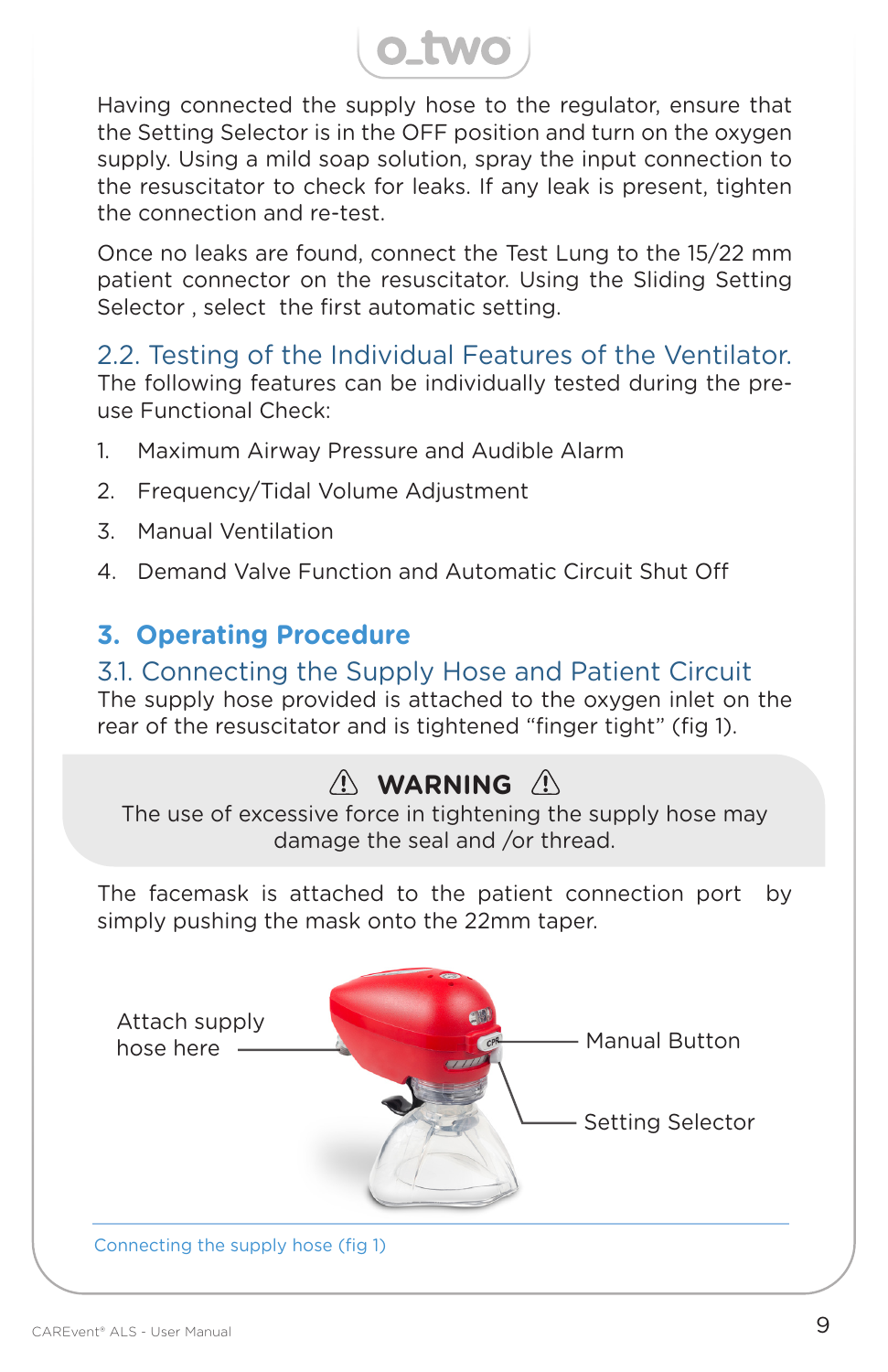Having connected the supply hose to the regulator, ensure that the Setting Selector is in the OFF position and turn on the oxygen supply. Using a mild soap solution, spray the input connection to the resuscitator to check for leaks. If any leak is present, tighten the connection and re-test.

Once no leaks are found, connect the Test Lung to the 15/22 mm patient connector on the resuscitator. Using the Sliding Setting Selector , select the first automatic setting.

### 2.2. Testing of the Individual Features of the Ventilator.

The following features can be individually tested during the pre-use Functional Check:

1. Maximum Airway Pressure and Audible Alarm
2. Frequency/Tidal Volume Adjustment
3. Manual Ventilation
4. Demand Valve Function and Automatic Circuit Shut Off

## 3. Operating Procedure

### 3.1. Connecting the Supply Hose and Patient Circuit

The supply hose provided is attached to the oxygen inlet on the rear of the resuscitator and is tightened “finger tight” (fig 1).

> ⚠ **WARNING** ⚠
>
> The use of excessive force in tightening the supply hose may damage the seal and /or thread.

The facemask is attached to the patient connection port by simply pushing the mask onto the 22mm taper.

Attach supply hose here

Manual Button

Setting Selector

Connecting the supply hose (fig 1)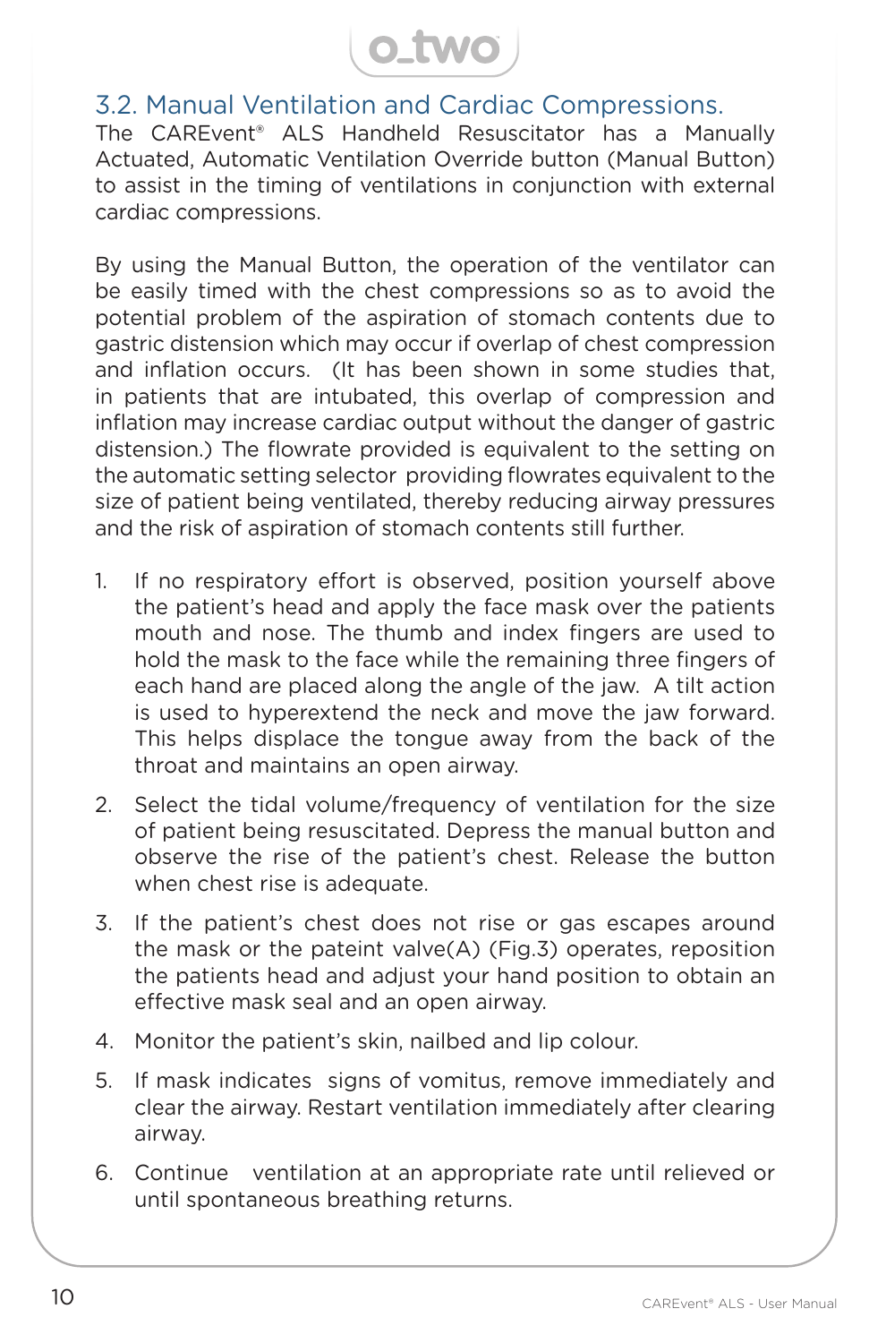## 3.2. Manual Ventilation and Cardiac Compressions.

The CAREvent® ALS Handheld Resuscitator has a Manually Actuated, Automatic Ventilation Override button (Manual Button) to assist in the timing of ventilations in conjunction with external cardiac compressions.

By using the Manual Button, the operation of the ventilator can be easily timed with the chest compressions so as to avoid the potential problem of the aspiration of stomach contents due to gastric distension which may occur if overlap of chest compression and inflation occurs. (It has been shown in some studies that, in patients that are intubated, this overlap of compression and inflation may increase cardiac output without the danger of gastric distension.) The flowrate provided is equivalent to the setting on the automatic setting selector providing flowrates equivalent to the size of patient being ventilated, thereby reducing airway pressures and the risk of aspiration of stomach contents still further.

1. If no respiratory effort is observed, position yourself above the patient's head and apply the face mask over the patients mouth and nose. The thumb and index fingers are used to hold the mask to the face while the remaining three fingers of each hand are placed along the angle of the jaw. A tilt action is used to hyperextend the neck and move the jaw forward. This helps displace the tongue away from the back of the throat and maintains an open airway.
2. Select the tidal volume/frequency of ventilation for the size of patient being resuscitated. Depress the manual button and observe the rise of the patient's chest. Release the button when chest rise is adequate.
3. If the patient's chest does not rise or gas escapes around the mask or the pateint valve(A) (Fig.3) operates, reposition the patients head and adjust your hand position to obtain an effective mask seal and an open airway.
4. Monitor the patient's skin, nailbed and lip colour.
5. If mask indicates signs of vomitus, remove immediately and clear the airway. Restart ventilation immediately after clearing airway.
6. Continue ventilation at an appropriate rate until relieved or until spontaneous breathing returns.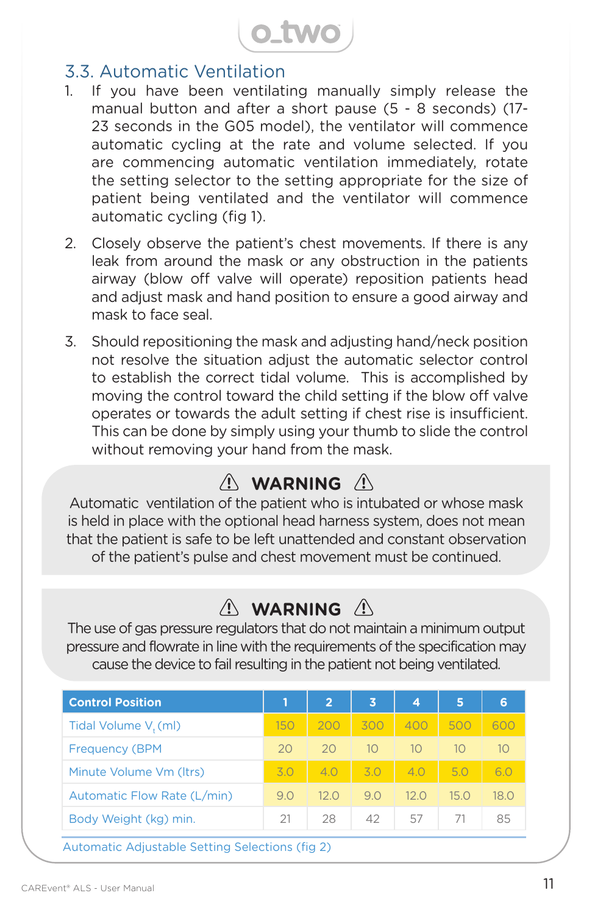## 3.3. Automatic Ventilation

1. If you have been ventilating manually simply release the manual button and after a short pause (5 - 8 seconds) (17-23 seconds in the G05 model), the ventilator will commence automatic cycling at the rate and volume selected. If you are commencing automatic ventilation immediately, rotate the setting selector to the setting appropriate for the size of patient being ventilated and the ventilator will commence automatic cycling (fig 1).

2. Closely observe the patient's chest movements. If there is any leak from around the mask or any obstruction in the patients airway (blow off valve will operate) reposition patients head and adjust mask and hand position to ensure a good airway and mask to face seal.

3. Should repositioning the mask and adjusting hand/neck position not resolve the situation adjust the automatic selector control to establish the correct tidal volume. This is accomplished by moving the control toward the child setting if the blow off valve operates or towards the adult setting if chest rise is insufficient. This can be done by simply using your thumb to slide the control without removing your hand from the mask.

**⚠ WARNING ⚠**

Automatic ventilation of the patient who is intubated or whose mask is held in place with the optional head harness system, does not mean that the patient is safe to be left unattended and constant observation of the patient's pulse and chest movement must be continued.

**⚠ WARNING ⚠**

The use of gas pressure regulators that do not maintain a minimum output pressure and flowrate in line with the requirements of the specification may cause the device to fail resulting in the patient not being ventilated.

| Control Position | 1 | 2 | 3 | 4 | 5 | 6 |
|---|---|---|---|---|---|---|
| Tidal Volume $V_t$ (ml) | 150 | 200 | 300 | 400 | 500 | 600 |
| Frequency (BPM | 20 | 20 | 10 | 10 | 10 | 10 |
| Minute Volume Vm (ltrs) | 3.0 | 4.0 | 3.0 | 4.0 | 5.0 | 6.0 |
| Automatic Flow Rate (L/min) | 9.0 | 12.0 | 9.0 | 12.0 | 15.0 | 18.0 |
| Body Weight (kg) min. | 21 | 28 | 42 | 57 | 71 | 85 |

Automatic Adjustable Setting Selections (fig 2)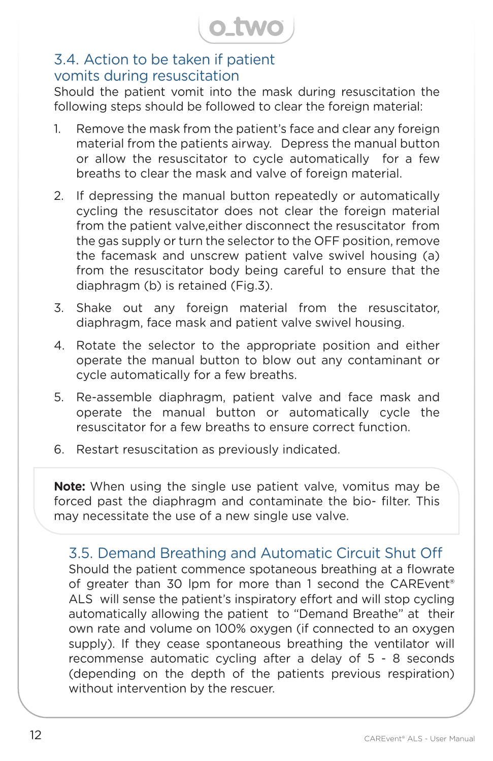## 3.4. Action to be taken if patient vomits during resuscitation

Should the patient vomit into the mask during resuscitation the following steps should be followed to clear the foreign material:

1. Remove the mask from the patient's face and clear any foreign material from the patients airway. Depress the manual button or allow the resuscitator to cycle automatically for a few breaths to clear the mask and valve of foreign material.
2. If depressing the manual button repeatedly or automatically cycling the resuscitator does not clear the foreign material from the patient valve,either disconnect the resuscitator from the gas supply or turn the selector to the OFF position, remove the facemask and unscrew patient valve swivel housing (a) from the resuscitator body being careful to ensure that the diaphragm (b) is retained (Fig.3).
3. Shake out any foreign material from the resuscitator, diaphragm, face mask and patient valve swivel housing.
4. Rotate the selector to the appropriate position and either operate the manual button to blow out any contaminant or cycle automatically for a few breaths.
5. Re-assemble diaphragm, patient valve and face mask and operate the manual button or automatically cycle the resuscitator for a few breaths to ensure correct function.
6. Restart resuscitation as previously indicated.

**Note:** When using the single use patient valve, vomitus may be forced past the diaphragm and contaminate the bio- filter. This may necessitate the use of a new single use valve.

## 3.5. Demand Breathing and Automatic Circuit Shut Off

Should the patient commence spotaneous breathing at a flowrate of greater than 30 lpm for more than 1 second the CAREvent® ALS will sense the patient's inspiratory effort and will stop cycling automatically allowing the patient to "Demand Breathe" at their own rate and volume on 100% oxygen (if connected to an oxygen supply). If they cease spontaneous breathing the ventilator will recommense automatic cycling after a delay of 5 - 8 seconds (depending on the depth of the patients previous respiration) without intervention by the rescuer.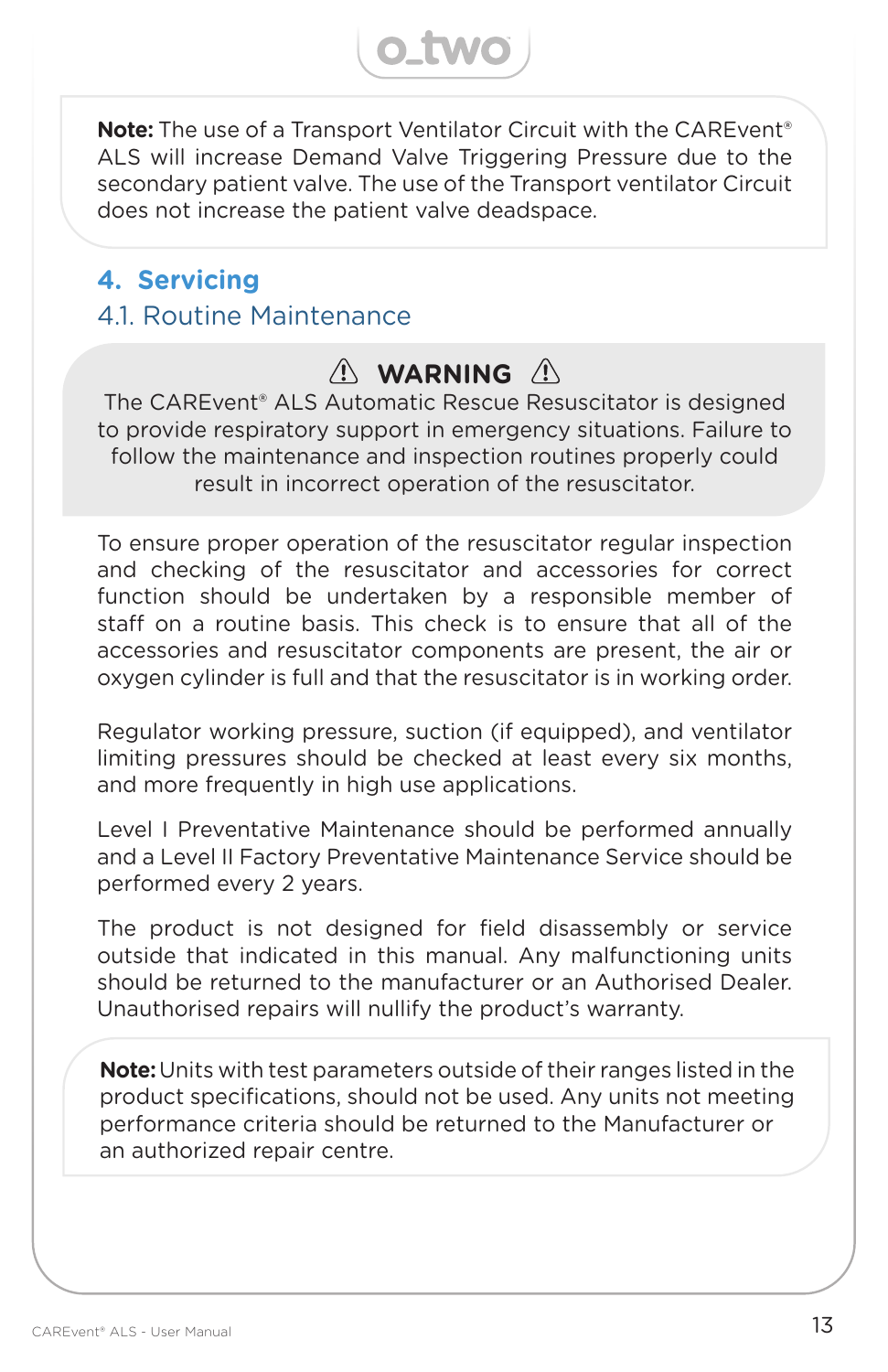**Note:** The use of a Transport Ventilator Circuit with the CAREvent® ALS will increase Demand Valve Triggering Pressure due to the secondary patient valve. The use of the Transport ventilator Circuit does not increase the patient valve deadspace.

# 4. Servicing

## 4.1. Routine Maintenance

⚠ **WARNING** ⚠

The CAREvent® ALS Automatic Rescue Resuscitator is designed to provide respiratory support in emergency situations. Failure to follow the maintenance and inspection routines properly could result in incorrect operation of the resuscitator.

To ensure proper operation of the resuscitator regular inspection and checking of the resuscitator and accessories for correct function should be undertaken by a responsible member of staff on a routine basis. This check is to ensure that all of the accessories and resuscitator components are present, the air or oxygen cylinder is full and that the resuscitator is in working order.

Regulator working pressure, suction (if equipped), and ventilator limiting pressures should be checked at least every six months, and more frequently in high use applications.

Level I Preventative Maintenance should be performed annually and a Level II Factory Preventative Maintenance Service should be performed every 2 years.

The product is not designed for field disassembly or service outside that indicated in this manual. Any malfunctioning units should be returned to the manufacturer or an Authorised Dealer. Unauthorised repairs will nullify the product's warranty.

**Note:** Units with test parameters outside of their ranges listed in the product specifications, should not be used. Any units not meeting performance criteria should be returned to the Manufacturer or an authorized repair centre.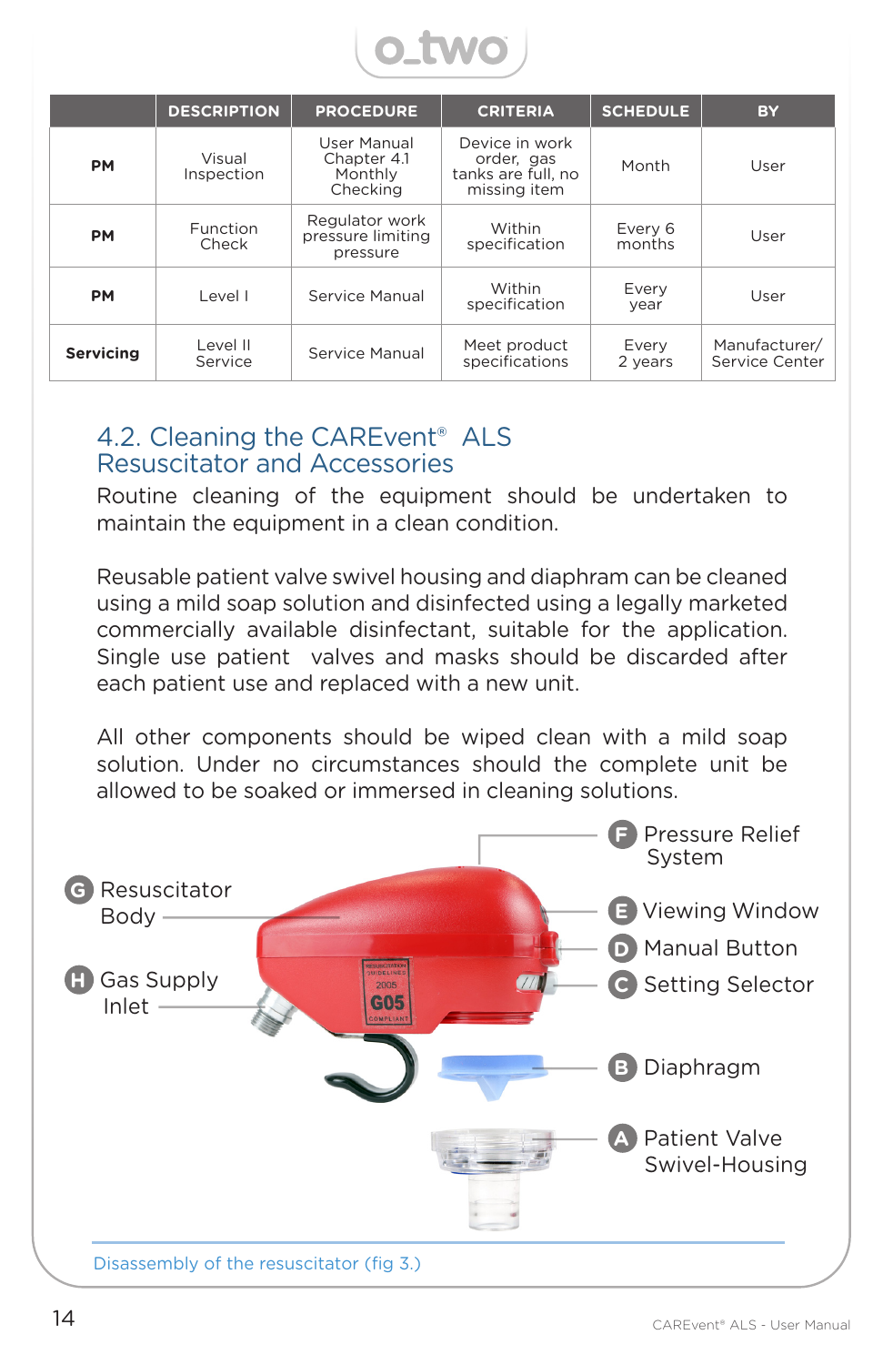| | DESCRIPTION | PROCEDURE | CRITERIA | SCHEDULE | BY |
|---|---|---|---|---|---|
| **PM** | Visual Inspection | User Manual Chapter 4.1 Monthly Checking | Device in work order, gas tanks are full, no missing item | Month | User |
| **PM** | Function Check | Regulator work pressure limiting pressure | Within specification | Every 6 months | User |
| **PM** | Level I | Service Manual | Within specification | Every year | User |
| **Servicing** | Level II Service | Service Manual | Meet product specifications | Every 2 years | Manufacturer/ Service Center |

## 4.2. Cleaning the CAREvent® ALS Resuscitator and Accessories

Routine cleaning of the equipment should be undertaken to maintain the equipment in a clean condition.

Reusable patient valve swivel housing and diaphram can be cleaned using a mild soap solution and disinfected using a legally marketed commercially available disinfectant, suitable for the application. Single use patient valves and masks should be discarded after each patient use and replaced with a new unit.

All other components should be wiped clean with a mild soap solution. Under no circumstances should the complete unit be allowed to be soaked or immersed in cleaning solutions.

F Pressure Relief System

G Resuscitator Body

E Viewing Window

D Manual Button

H Gas Supply Inlet

C Setting Selector

B Diaphragm

A Patient Valve Swivel-Housing

Disassembly of the resuscitator (fig 3.)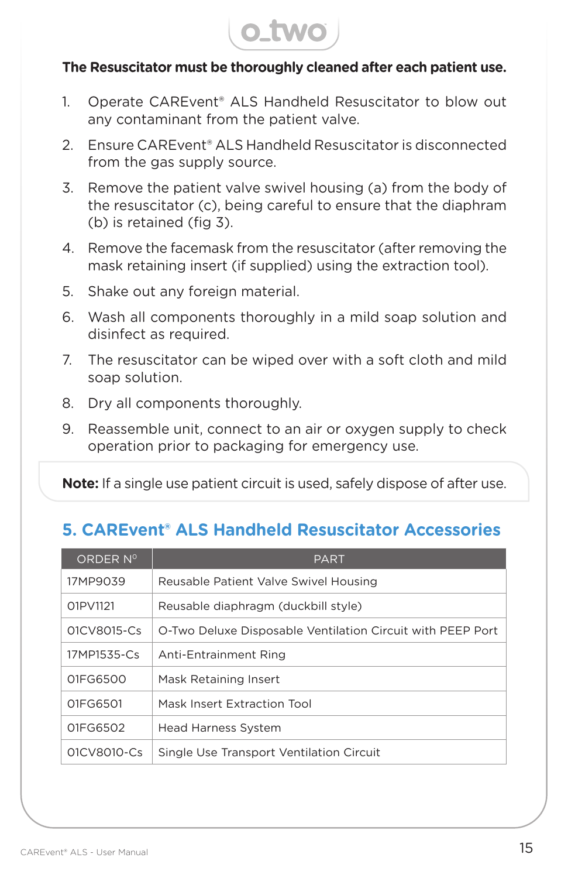**The Resuscitator must be thoroughly cleaned after each patient use.**

1. Operate CAREvent® ALS Handheld Resuscitator to blow out any contaminant from the patient valve.
2. Ensure CAREvent® ALS Handheld Resuscitator is disconnected from the gas supply source.
3. Remove the patient valve swivel housing (a) from the body of the resuscitator (c), being careful to ensure that the diaphram (b) is retained (fig 3).
4. Remove the facemask from the resuscitator (after removing the mask retaining insert (if supplied) using the extraction tool).
5. Shake out any foreign material.
6. Wash all components thoroughly in a mild soap solution and disinfect as required.
7. The resuscitator can be wiped over with a soft cloth and mild soap solution.
8. Dry all components thoroughly.
9. Reassemble unit, connect to an air or oxygen supply to check operation prior to packaging for emergency use.

**Note:** If a single use patient circuit is used, safely dispose of after use.

## 5. CAREvent® ALS Handheld Resuscitator Accessories

| ORDER Nº | PART |
|---|---|
| 17MP9039 | Reusable Patient Valve Swivel Housing |
| 01PV1121 | Reusable diaphragm (duckbill style) |
| 01CV8015-Cs | O-Two Deluxe Disposable Ventilation Circuit with PEEP Port |
| 17MP1535-Cs | Anti-Entrainment Ring |
| 01FG6500 | Mask Retaining Insert |
| 01FG6501 | Mask Insert Extraction Tool |
| 01FG6502 | Head Harness System |
| 01CV8010-Cs | Single Use Transport Ventilation Circuit |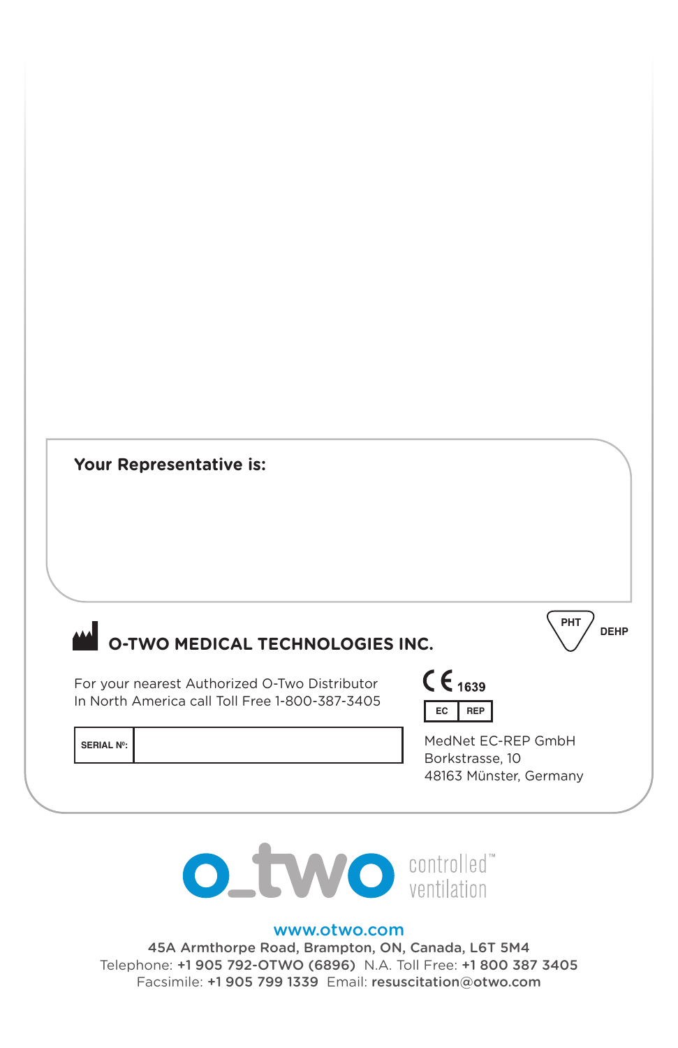**Your Representative is:**

**O-TWO MEDICAL TECHNOLOGIES INC.**

PHT DEHP

For your nearest Authorized O-Two Distributor
In North America call Toll Free 1-800-387-3405

CE 1639

EC REP

| SERIAL Nº: | |
| --- | --- |

MedNet EC-REP GmbH
Borkstrasse, 10
48163 Münster, Germany

o_two controlled™ ventilation

www.otwo.com

45A Armthorpe Road, Brampton, ON, Canada, L6T 5M4
Telephone: +1 905 792-OTWO (6896) N.A. Toll Free: +1 800 387 3405
Facsimile: +1 905 799 1339 Email: resuscitation@otwo.com